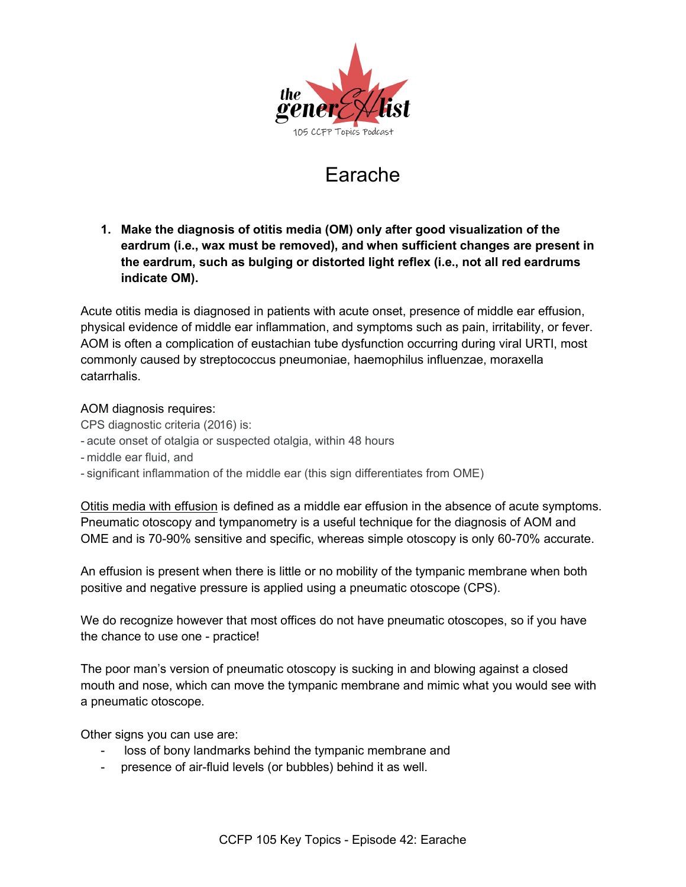# Earache

1. **Make the diagnosis of otitis media (OM) only after good visualization of the eardrum (i.e., wax must be removed), and when sufficient changes are present in the eardrum, such as bulging or distorted light reflex (i.e., not all red eardrums indicate OM).**

Acute otitis media is diagnosed in patients with acute onset, presence of middle ear effusion, physical evidence of middle ear inflammation, and symptoms such as pain, irritability, or fever. AOM is often a complication of eustachian tube dysfunction occurring during viral URTI, most commonly caused by streptococcus pneumoniae, haemophilus influenzae, moraxella catarrhalis.

AOM diagnosis requires:

CPS diagnostic criteria (2016) is:

- acute onset of otalgia or suspected otalgia, within 48 hours
- middle ear fluid, and
- significant inflammation of the middle ear (this sign differentiates from OME)

Otitis media with effusion is defined as a middle ear effusion in the absence of acute symptoms. Pneumatic otoscopy and tympanometry is a useful technique for the diagnosis of AOM and OME and is 70-90% sensitive and specific, whereas simple otoscopy is only 60-70% accurate.

An effusion is present when there is little or no mobility of the tympanic membrane when both positive and negative pressure is applied using a pneumatic otoscope (CPS).

We do recognize however that most offices do not have pneumatic otoscopes, so if you have the chance to use one - practice!

The poor man's version of pneumatic otoscopy is sucking in and blowing against a closed mouth and nose, which can move the tympanic membrane and mimic what you would see with a pneumatic otoscope.

Other signs you can use are:

- loss of bony landmarks behind the tympanic membrane and
- presence of air-fluid levels (or bubbles) behind it as well.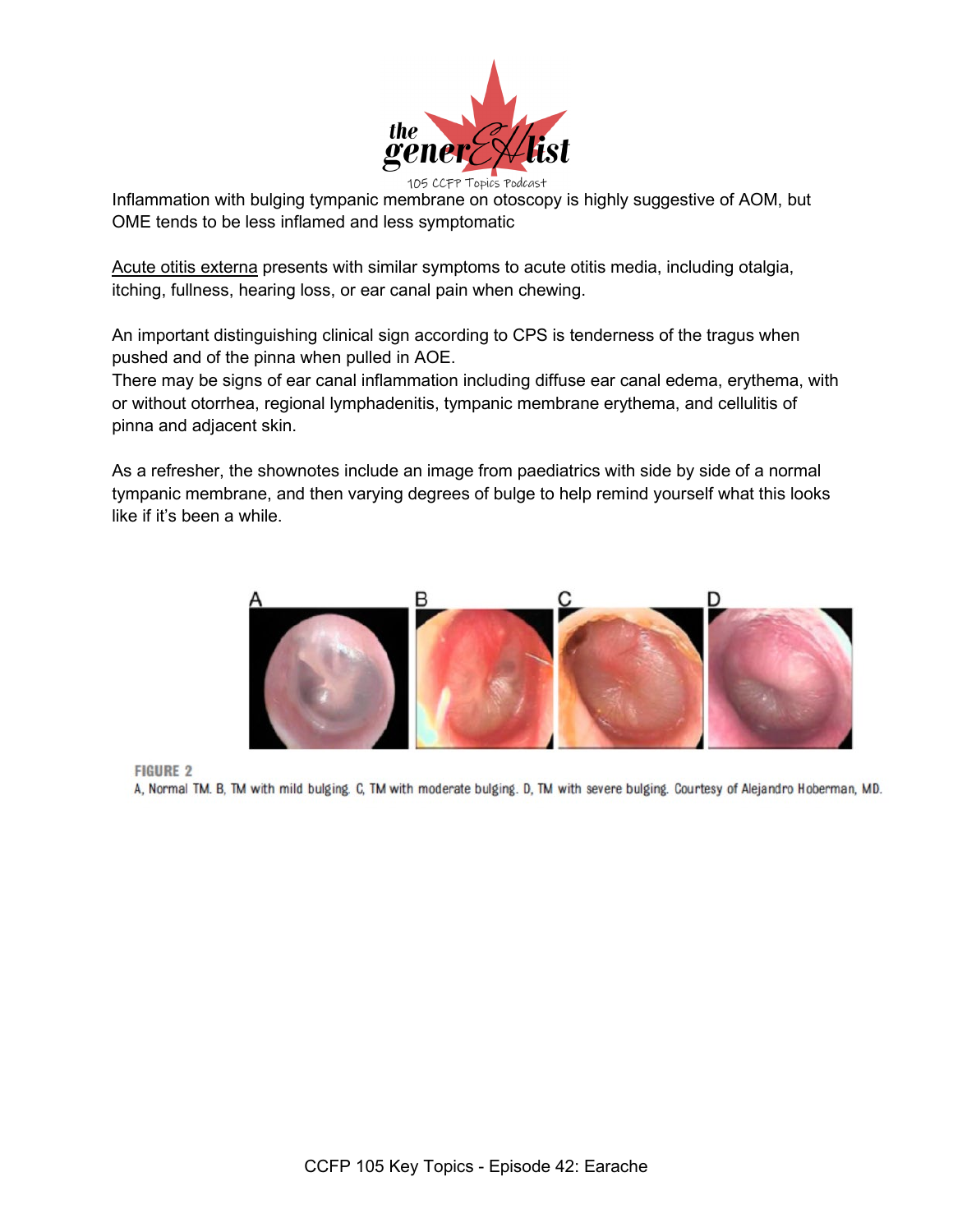Inflammation with bulging tympanic membrane on otoscopy is highly suggestive of AOM, but OME tends to be less inflamed and less symptomatic

Acute otitis externa presents with similar symptoms to acute otitis media, including otalgia, itching, fullness, hearing loss, or ear canal pain when chewing.

An important distinguishing clinical sign according to CPS is tenderness of the tragus when pushed and of the pinna when pulled in AOE.
There may be signs of ear canal inflammation including diffuse ear canal edema, erythema, with or without otorrhea, regional lymphadenitis, tympanic membrane erythema, and cellulitis of pinna and adjacent skin.

As a refresher, the shownotes include an image from paediatrics with side by side of a normal tympanic membrane, and then varying degrees of bulge to help remind yourself what this looks like if it's been a while.

**FIGURE 2**
A, Normal TM. B, TM with mild bulging. C, TM with moderate bulging. D, TM with severe bulging. Courtesy of Alejandro Hoberman, MD.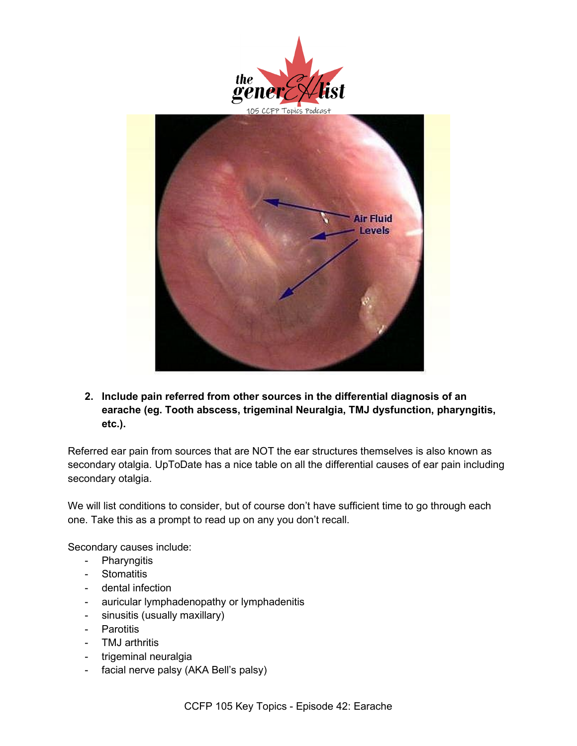2. **Include pain referred from other sources in the differential diagnosis of an earache (eg. Tooth abscess, trigeminal Neuralgia, TMJ dysfunction, pharyngitis, etc.).**

Referred ear pain from sources that are NOT the ear structures themselves is also known as secondary otalgia. UpToDate has a nice table on all the differential causes of ear pain including secondary otalgia.

We will list conditions to consider, but of course don't have sufficient time to go through each one. Take this as a prompt to read up on any you don't recall.

Secondary causes include:

- Pharyngitis
- Stomatitis
- dental infection
- auricular lymphadenopathy or lymphadenitis
- sinusitis (usually maxillary)
- Parotitis
- TMJ arthritis
- trigeminal neuralgia
- facial nerve palsy (AKA Bell's palsy)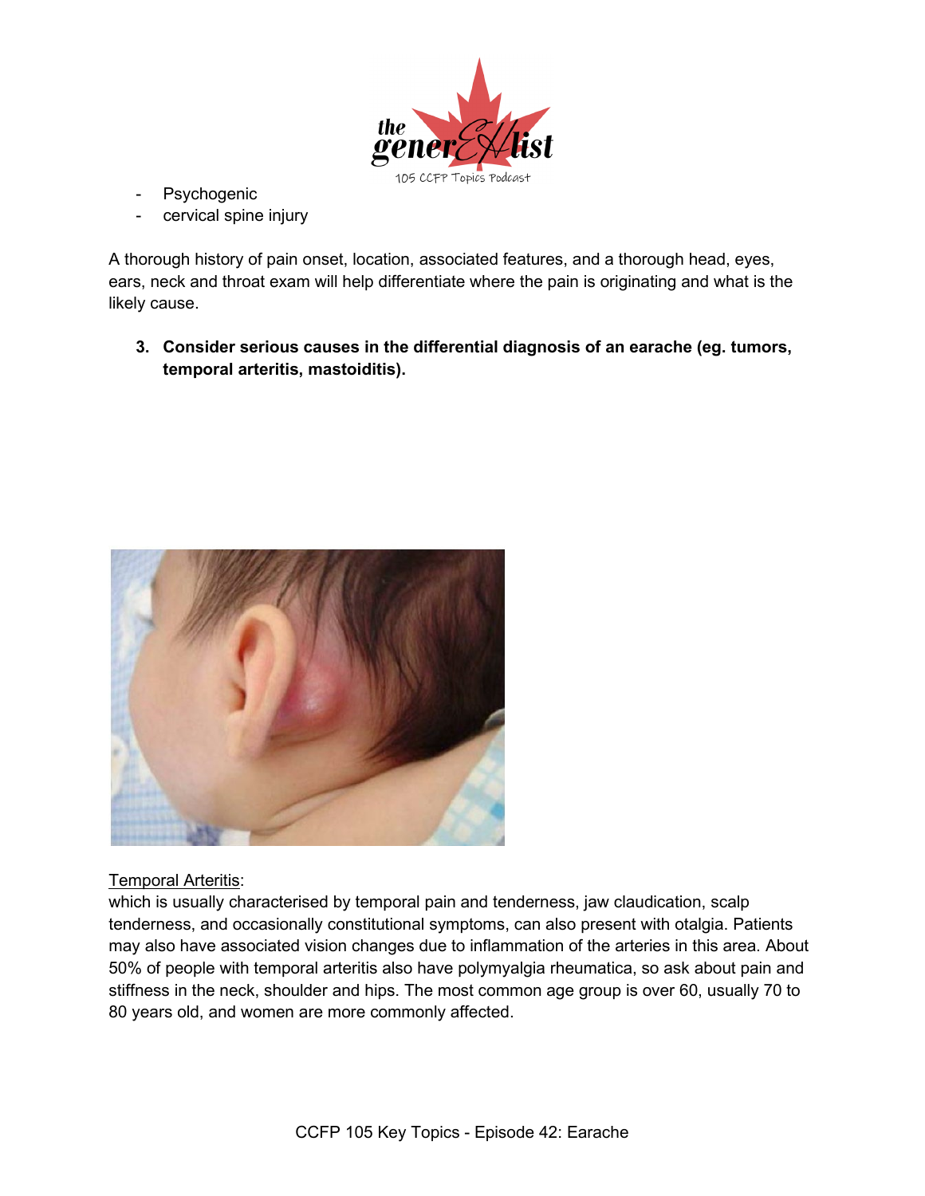- Psychogenic
- cervical spine injury

A thorough history of pain onset, location, associated features, and a thorough head, eyes, ears, neck and throat exam will help differentiate where the pain is originating and what is the likely cause.

3. **Consider serious causes in the differential diagnosis of an earache (eg. tumors, temporal arteritis, mastoiditis).**

<u>Temporal Arteritis</u>:
which is usually characterised by temporal pain and tenderness, jaw claudication, scalp tenderness, and occasionally constitutional symptoms, can also present with otalgia. Patients may also have associated vision changes due to inflammation of the arteries in this area. About 50% of people with temporal arteritis also have polymyalgia rheumatica, so ask about pain and stiffness in the neck, shoulder and hips. The most common age group is over 60, usually 70 to 80 years old, and women are more commonly affected.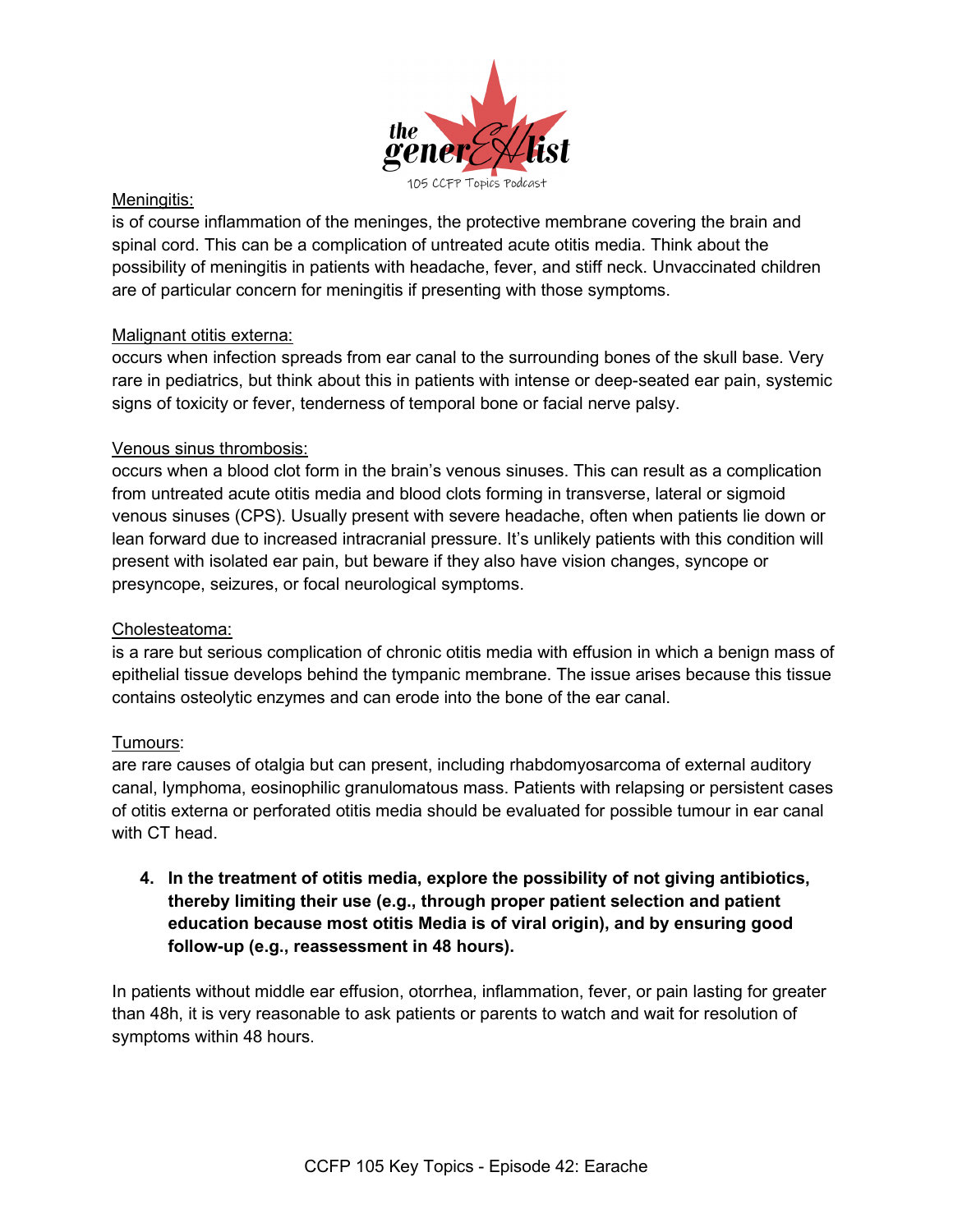Meningitis:

is of course inflammation of the meninges, the protective membrane covering the brain and spinal cord. This can be a complication of untreated acute otitis media. Think about the possibility of meningitis in patients with headache, fever, and stiff neck. Unvaccinated children are of particular concern for meningitis if presenting with those symptoms.

Malignant otitis externa:

occurs when infection spreads from ear canal to the surrounding bones of the skull base. Very rare in pediatrics, but think about this in patients with intense or deep-seated ear pain, systemic signs of toxicity or fever, tenderness of temporal bone or facial nerve palsy.

Venous sinus thrombosis:

occurs when a blood clot form in the brain's venous sinuses. This can result as a complication from untreated acute otitis media and blood clots forming in transverse, lateral or sigmoid venous sinuses (CPS). Usually present with severe headache, often when patients lie down or lean forward due to increased intracranial pressure. It's unlikely patients with this condition will present with isolated ear pain, but beware if they also have vision changes, syncope or presyncope, seizures, or focal neurological symptoms.

Cholesteatoma:

is a rare but serious complication of chronic otitis media with effusion in which a benign mass of epithelial tissue develops behind the tympanic membrane. The issue arises because this tissue contains osteolytic enzymes and can erode into the bone of the ear canal.

Tumours:

are rare causes of otalgia but can present, including rhabdomyosarcoma of external auditory canal, lymphoma, eosinophilic granulomatous mass. Patients with relapsing or persistent cases of otitis externa or perforated otitis media should be evaluated for possible tumour in ear canal with CT head.

4. **In the treatment of otitis media, explore the possibility of not giving antibiotics, thereby limiting their use (e.g., through proper patient selection and patient education because most otitis Media is of viral origin), and by ensuring good follow-up (e.g., reassessment in 48 hours).**

In patients without middle ear effusion, otorrhea, inflammation, fever, or pain lasting for greater than 48h, it is very reasonable to ask patients or parents to watch and wait for resolution of symptoms within 48 hours.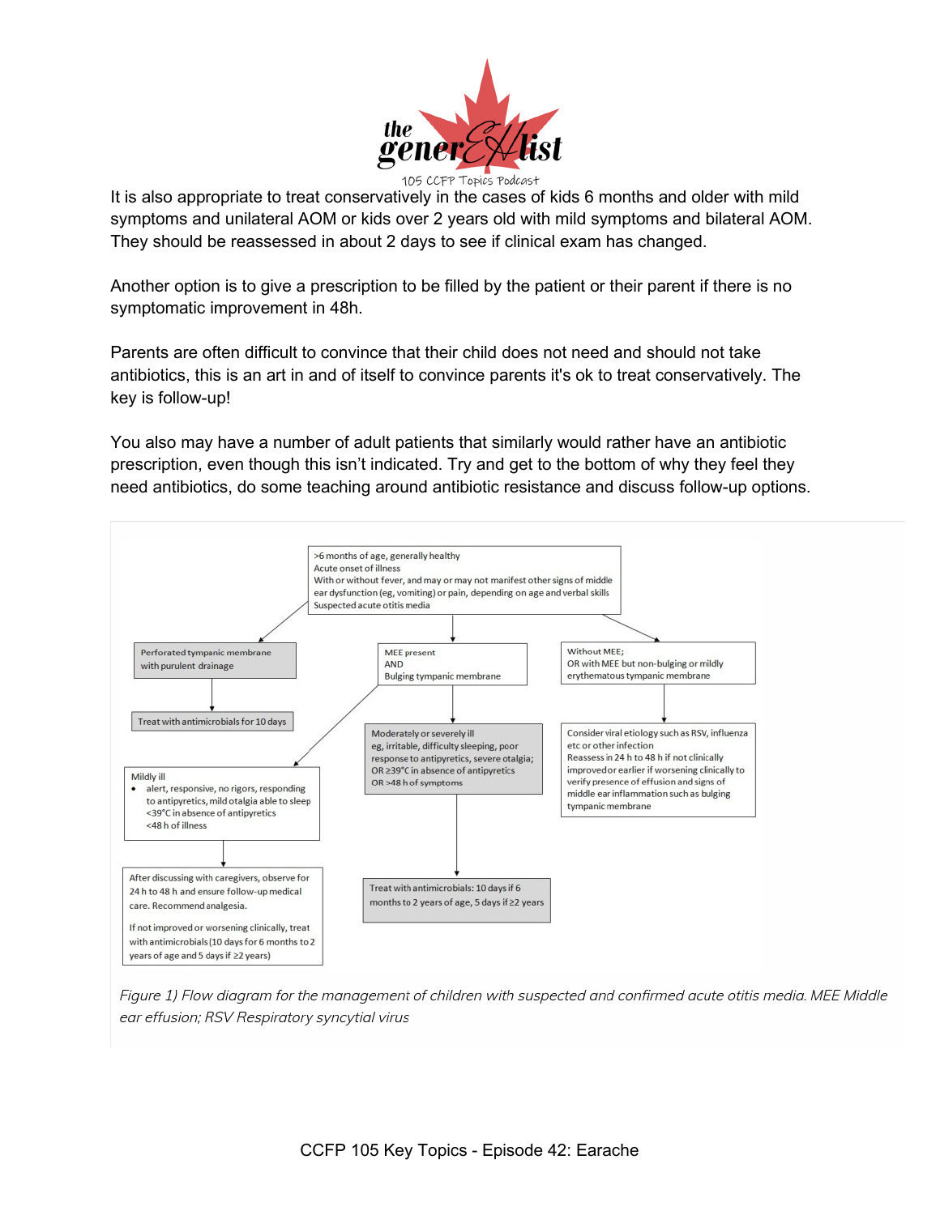It is also appropriate to treat conservatively in the cases of kids 6 months and older with mild symptoms and unilateral AOM or kids over 2 years old with mild symptoms and bilateral AOM. They should be reassessed in about 2 days to see if clinical exam has changed.

Another option is to give a prescription to be filled by the patient or their parent if there is no symptomatic improvement in 48h.

Parents are often difficult to convince that their child does not need and should not take antibiotics, this is an art in and of itself to convince parents it's ok to treat conservatively. The key is follow-up!

You also may have a number of adult patients that similarly would rather have an antibiotic prescription, even though this isn't indicated. Try and get to the bottom of why they feel they need antibiotics, do some teaching around antibiotic resistance and discuss follow-up options.

>6 months of age, generally healthy
Acute onset of illness
With or without fever, and may or may not manifest other signs of middle ear dysfunction (eg, vomiting) or pain, depending on age and verbal skills
Suspected acute otitis media

- **Perforated tympanic membrane with purulent drainage**
  - Treat with antimicrobials for 10 days
- **MEE present AND Bulging tympanic membrane**
  - **Mildly ill**
    - alert, responsive, no rigors, responding to antipyretics, mild otalgia able to sleep
    - <39°C in absence of antipyretics
    - <48 h of illness
    - After discussing with caregivers, observe for 24 h to 48 h and ensure follow-up medical care. Recommend analgesia.
    - If not improved or worsening clinically, treat with antimicrobials (10 days for 6 months to 2 years of age and 5 days if ≥2 years)
  - **Moderately or severely ill**
    - eg, irritable, difficulty sleeping, poor response to antipyretics, severe otalgia; OR ≥39°C in absence of antipyretics OR >48 h of symptoms
    - Treat with antimicrobials: 10 days if 6 months to 2 years of age, 5 days if ≥2 years
- **Without MEE; OR with MEE but non-bulging or mildly erythematous tympanic membrane**
  - Consider viral etiology such as RSV, influenza etc or other infection
  - Reassess in 24 h to 48 h if not clinically improved or earlier if worsening clinically to verify presence of effusion and signs of middle ear inflammation such as bulging tympanic membrane

*Figure 1) Flow diagram for the management of children with suspected and confirmed acute otitis media. MEE Middle ear effusion; RSV Respiratory syncytial virus*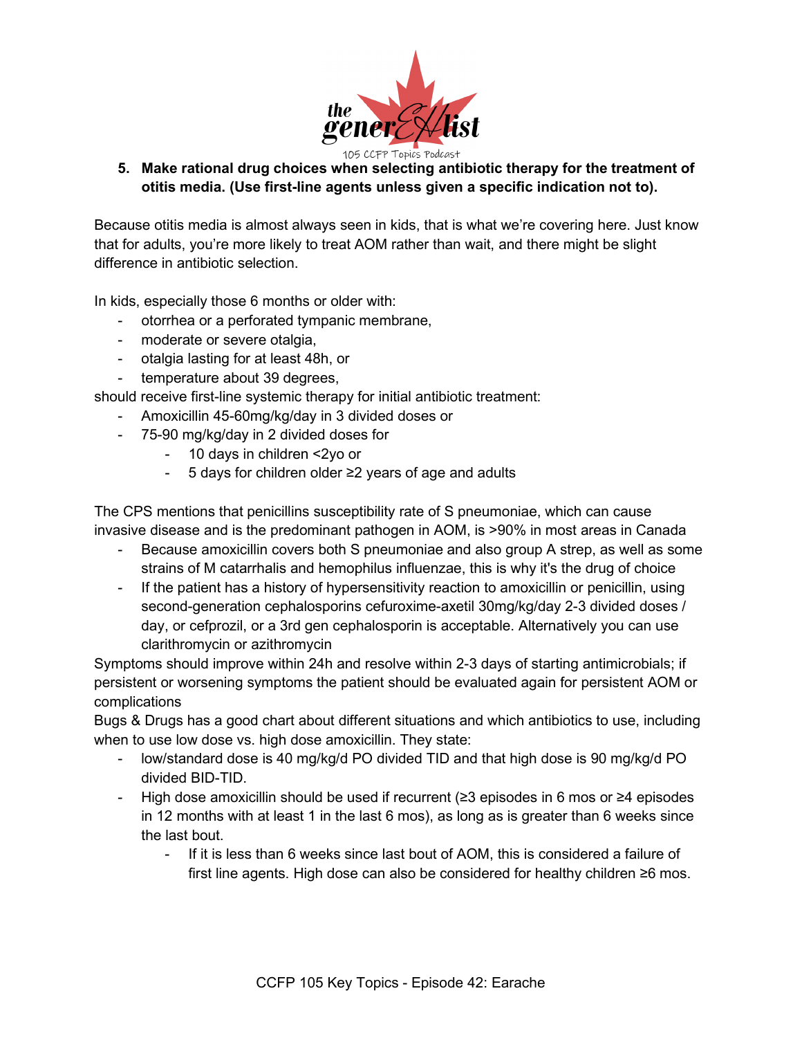5. **Make rational drug choices when selecting antibiotic therapy for the treatment of otitis media. (Use first-line agents unless given a specific indication not to).**

Because otitis media is almost always seen in kids, that is what we're covering here. Just know that for adults, you're more likely to treat AOM rather than wait, and there might be slight difference in antibiotic selection.

In kids, especially those 6 months or older with:

- otorrhea or a perforated tympanic membrane,
- moderate or severe otalgia,
- otalgia lasting for at least 48h, or
- temperature about 39 degrees,

should receive first-line systemic therapy for initial antibiotic treatment:

- Amoxicillin 45-60mg/kg/day in 3 divided doses or
- 75-90 mg/kg/day in 2 divided doses for
    - 10 days in children <2yo or
    - 5 days for children older ≥2 years of age and adults

The CPS mentions that penicillins susceptibility rate of S pneumoniae, which can cause invasive disease and is the predominant pathogen in AOM, is >90% in most areas in Canada

- Because amoxicillin covers both S pneumoniae and also group A strep, as well as some strains of M catarrhalis and hemophilus influenzae, this is why it's the drug of choice
- If the patient has a history of hypersensitivity reaction to amoxicillin or penicillin, using second-generation cephalosporins cefuroxime-axetil 30mg/kg/day 2-3 divided doses / day, or cefprozil, or a 3rd gen cephalosporin is acceptable. Alternatively you can use clarithromycin or azithromycin

Symptoms should improve within 24h and resolve within 2-3 days of starting antimicrobials; if persistent or worsening symptoms the patient should be evaluated again for persistent AOM or complications

Bugs & Drugs has a good chart about different situations and which antibiotics to use, including when to use low dose vs. high dose amoxicillin. They state:

- low/standard dose is 40 mg/kg/d PO divided TID and that high dose is 90 mg/kg/d PO divided BID-TID.
- High dose amoxicillin should be used if recurrent (≥3 episodes in 6 mos or ≥4 episodes in 12 months with at least 1 in the last 6 mos), as long as is greater than 6 weeks since the last bout.
    - If it is less than 6 weeks since last bout of AOM, this is considered a failure of first line agents. High dose can also be considered for healthy children ≥6 mos.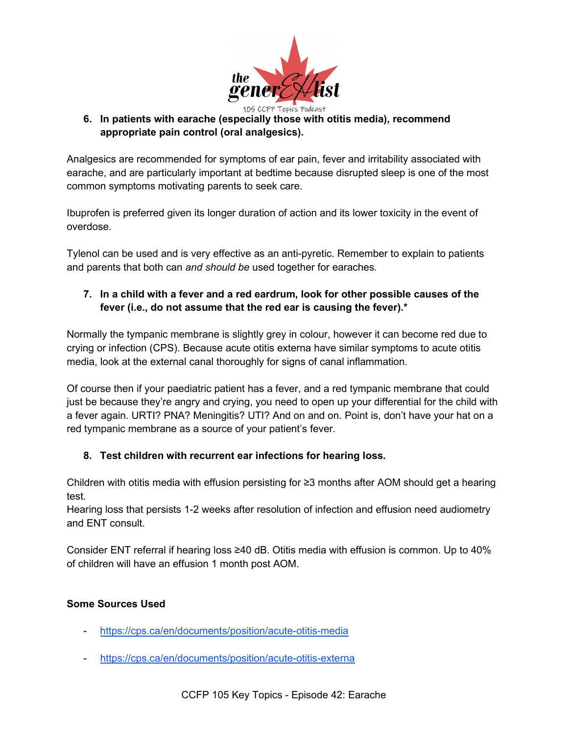6. **In patients with earache (especially those with otitis media), recommend appropriate pain control (oral analgesics).**

Analgesics are recommended for symptoms of ear pain, fever and irritability associated with earache, and are particularly important at bedtime because disrupted sleep is one of the most common symptoms motivating parents to seek care.

Ibuprofen is preferred given its longer duration of action and its lower toxicity in the event of overdose.

Tylenol can be used and is very effective as an anti-pyretic. Remember to explain to patients and parents that both can *and should be* used together for earaches.

7. **In a child with a fever and a red eardrum, look for other possible causes of the fever (i.e., do not assume that the red ear is causing the fever).***

Normally the tympanic membrane is slightly grey in colour, however it can become red due to crying or infection (CPS). Because acute otitis externa have similar symptoms to acute otitis media, look at the external canal thoroughly for signs of canal inflammation.

Of course then if your paediatric patient has a fever, and a red tympanic membrane that could just be because they're angry and crying, you need to open up your differential for the child with a fever again. URTI? PNA? Meningitis? UTI? And on and on. Point is, don't have your hat on a red tympanic membrane as a source of your patient's fever.

8. **Test children with recurrent ear infections for hearing loss.**

Children with otitis media with effusion persisting for ≥3 months after AOM should get a hearing test.
Hearing loss that persists 1-2 weeks after resolution of infection and effusion need audiometry and ENT consult.

Consider ENT referral if hearing loss ≥40 dB. Otitis media with effusion is common. Up to 40% of children will have an effusion 1 month post AOM.

**Some Sources Used**

- https://cps.ca/en/documents/position/acute-otitis-media
- https://cps.ca/en/documents/position/acute-otitis-externa

CCFP 105 Key Topics - Episode 42: Earache